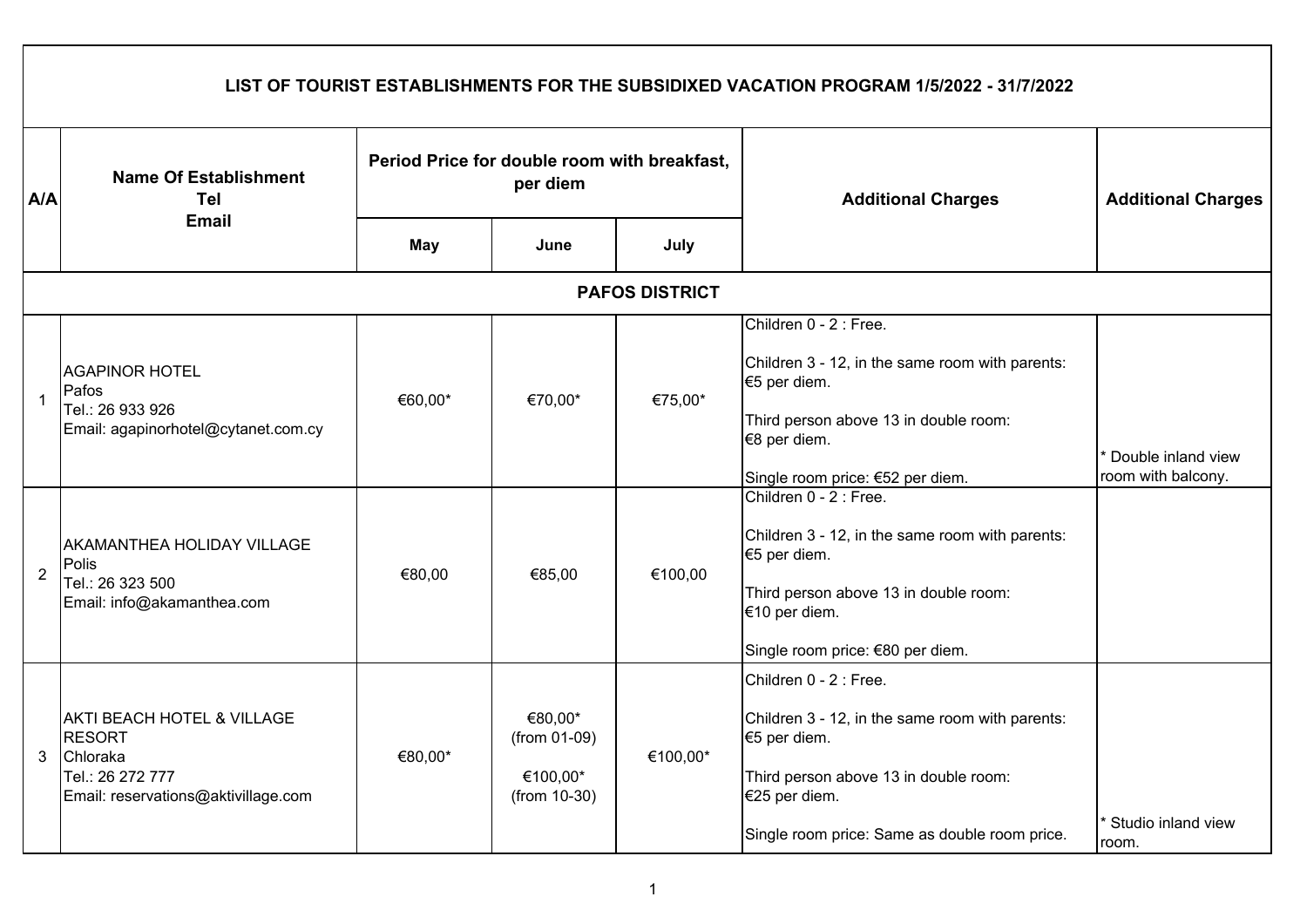# LIST OF TOURIST ESTABLISHMENTS FOR THE SUBSIDIXED VACATION PROGRAM 1/5/2022 - 31/7/2022

| A/A | Name Of Establishment<br>Tel<br>Email | Period Price for double room with breakfast, per diem | | | Additional Charges | Additional Charges |
|---|---|---|---|---|---|---|
| | | May | June | July | | |
| | **PAFOS DISTRICT** | | | | | |
| 1 | AGAPINOR HOTEL<br>Pafos<br>Tel.: 26 933 926<br>Email: agapinorhotel@cytanet.com.cy | €60,00* | €70,00* | €75,00* | Children 0 - 2 : Free.<br>Children 3 - 12, in the same room with parents: €5 per diem.<br>Third person above 13 in double room: €8 per diem.<br>Single room price: €52 per diem. | * Double inland view room with balcony. |
| 2 | AKAMANTHEA HOLIDAY VILLAGE<br>Polis<br>Tel.: 26 323 500<br>Email: info@akamanthea.com | €80,00 | €85,00 | €100,00 | Children 0 - 2 : Free.<br>Children 3 - 12, in the same room with parents: €5 per diem.<br>Third person above 13 in double room: €10 per diem.<br>Single room price: €80 per diem. | |
| 3 | AKTI BEACH HOTEL & VILLAGE RESORT<br>Chloraka<br>Tel.: 26 272 777<br>Email: reservations@aktivillage.com | €80,00* | €80,00* (from 01-09)<br>€100,00* (from 10-30) | €100,00* | Children 0 - 2 : Free.<br>Children 3 - 12, in the same room with parents: €5 per diem.<br>Third person above 13 in double room: €25 per diem.<br>Single room price: Same as double room price. | * Studio inland view room. |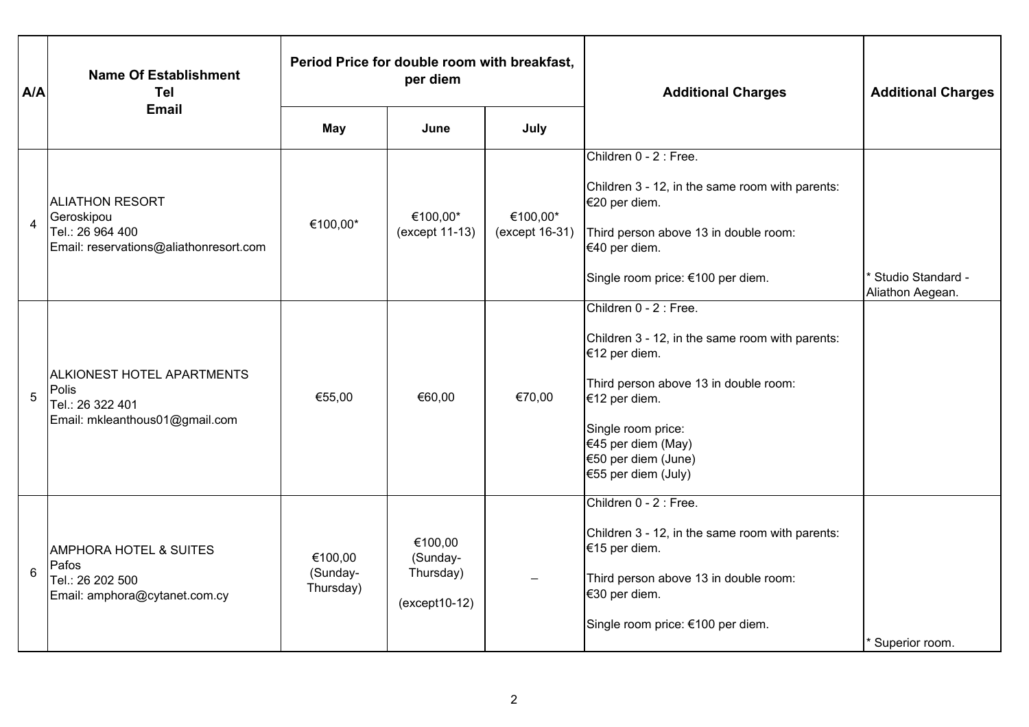| A/A | Name Of Establishment<br>Tel<br>Email | Period Price for double room with breakfast, per diem | | | Additional Charges | Additional Charges |
|---|---|---|---|---|---|---|
| | | May | June | July | | |
| 4 | ALIATHON RESORT<br>Geroskipou<br>Tel.: 26 964 400<br>Email: reservations@aliathonresort.com | €100,00* | €100,00*<br>(except 11-13) | €100,00*<br>(except 16-31) | Children 0 - 2 : Free.<br><br>Children 3 - 12, in the same room with parents: €20 per diem.<br><br>Third person above 13 in double room: €40 per diem.<br><br>Single room price: €100 per diem. | * Studio Standard - Aliathon Aegean. |
| 5 | ALKIONEST HOTEL APARTMENTS<br>Polis<br>Tel.: 26 322 401<br>Email: mkleanthous01@gmail.com | €55,00 | €60,00 | €70,00 | Children 0 - 2 : Free.<br><br>Children 3 - 12, in the same room with parents: €12 per diem.<br><br>Third person above 13 in double room: €12 per diem.<br><br>Single room price:<br>€45 per diem (May)<br>€50 per diem (June)<br>€55 per diem (July) | |
| 6 | AMPHORA HOTEL & SUITES<br>Pafos<br>Tel.: 26 202 500<br>Email: amphora@cytanet.com.cy | €100,00<br>(Sunday-Thursday) | €100,00<br>(Sunday-Thursday)<br><br>(except10-12) | – | Children 0 - 2 : Free.<br><br>Children 3 - 12, in the same room with parents: €15 per diem.<br><br>Third person above 13 in double room: €30 per diem.<br><br>Single room price: €100 per diem. | * Superior room. |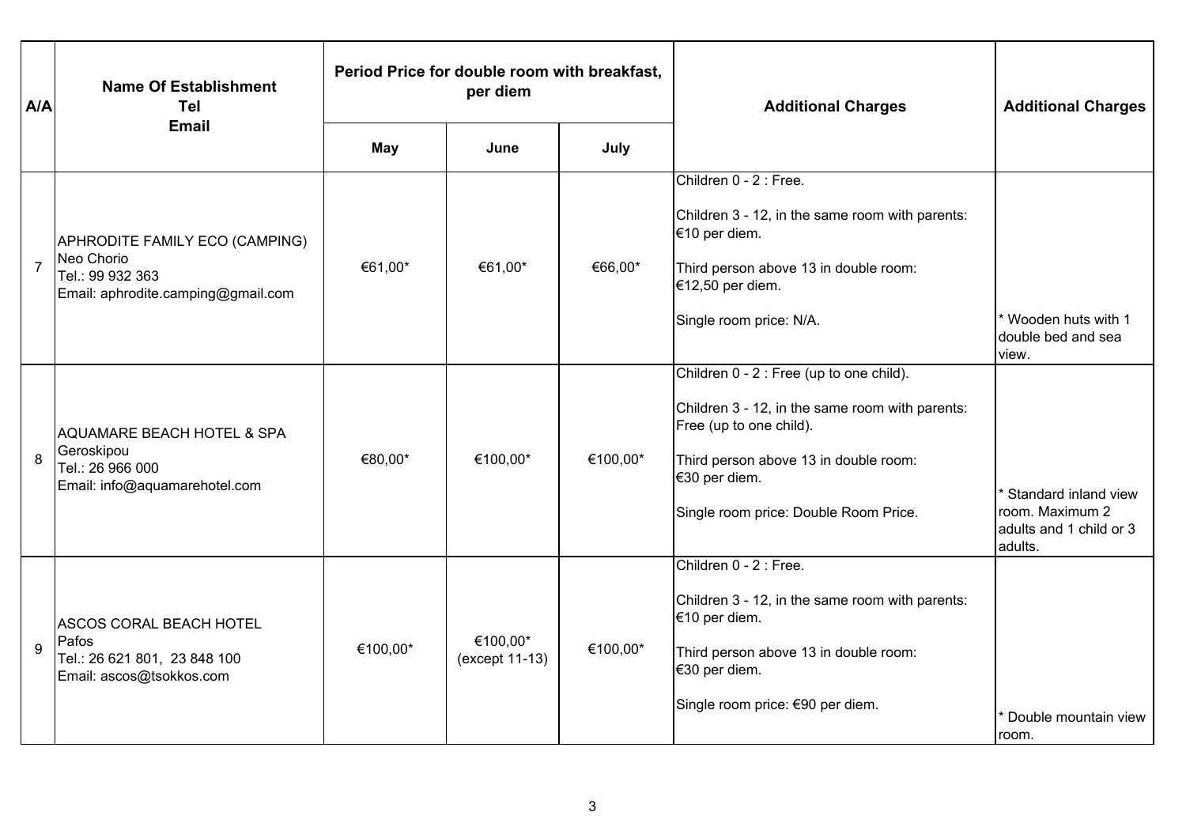| A/A | Name Of Establishment<br>Tel<br>Email | Period Price for double room with breakfast, per diem | | | Additional Charges | Additional Charges |
|---|---|---|---|---|---|---|
| | | May | June | July | | |
| 7 | APHRODITE FAMILY ECO (CAMPING)<br>Neo Chorio<br>Tel.: 99 932 363<br>Email: aphrodite.camping@gmail.com | €61,00* | €61,00* | €66,00* | Children 0 - 2 : Free.<br><br>Children 3 - 12, in the same room with parents: €10 per diem.<br><br>Third person above 13 in double room: €12,50 per diem.<br><br>Single room price: N/A. | * Wooden huts with 1 double bed and sea view. |
| 8 | AQUAMARE BEACH HOTEL & SPA<br>Geroskipou<br>Tel.: 26 966 000<br>Email: info@aquamarehotel.com | €80,00* | €100,00* | €100,00* | Children 0 - 2 : Free (up to one child).<br><br>Children 3 - 12, in the same room with parents: Free (up to one child).<br><br>Third person above 13 in double room: €30 per diem.<br><br>Single room price: Double Room Price. | * Standard inland view room. Maximum 2 adults and 1 child or 3 adults. |
| 9 | ASCOS CORAL BEACH HOTEL<br>Pafos<br>Tel.: 26 621 801, 23 848 100<br>Email: ascos@tsokkos.com | €100,00* | €100,00*<br>(except 11-13) | €100,00* | Children 0 - 2 : Free.<br><br>Children 3 - 12, in the same room with parents: €10 per diem.<br><br>Third person above 13 in double room: €30 per diem.<br><br>Single room price: €90 per diem. | * Double mountain view room. |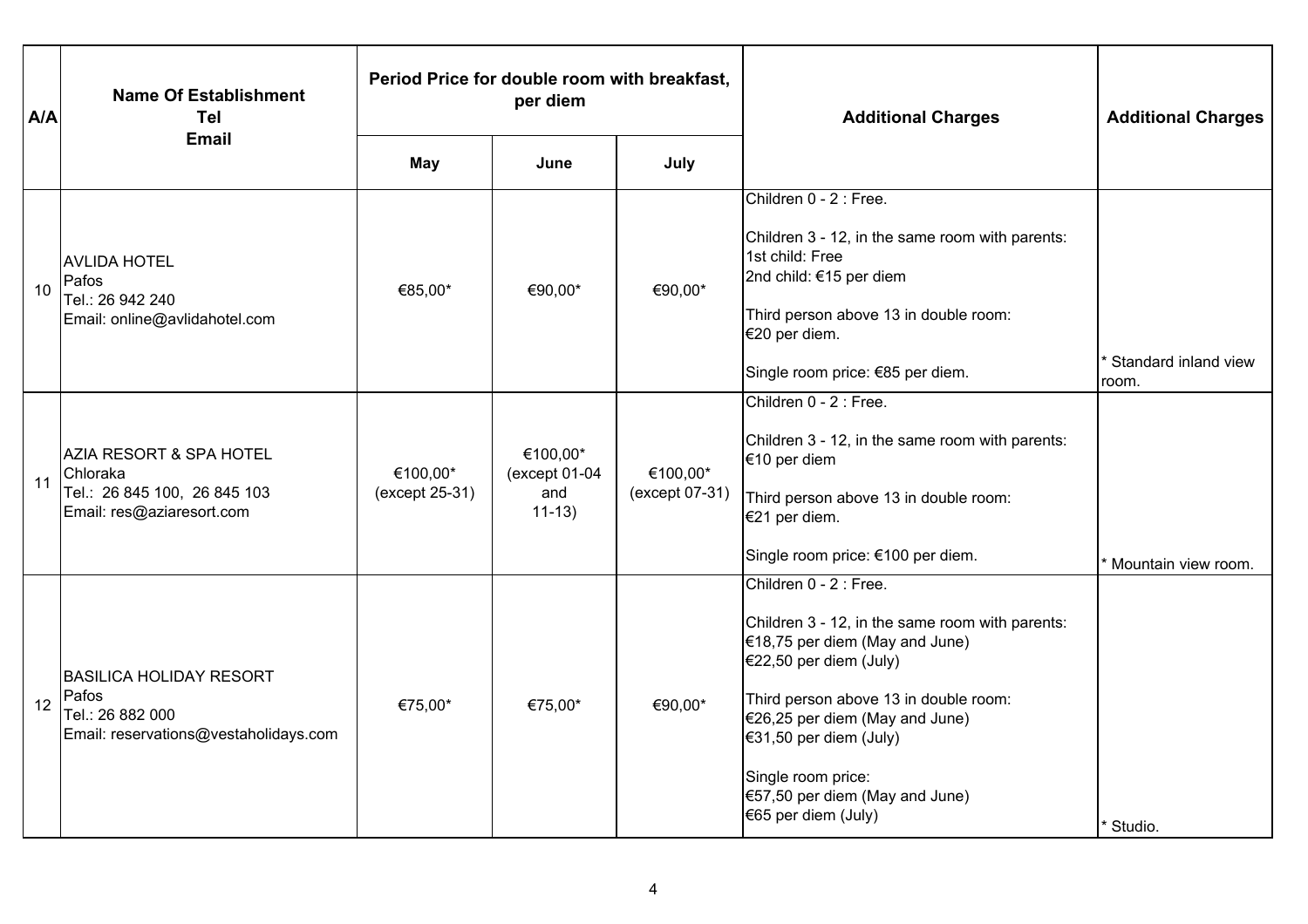| A/A | Name Of Establishment<br>Tel<br>Email | Period Price for double room with breakfast, per diem | | | Additional Charges | Additional Charges |
|---|---|---|---|---|---|---|
| | | May | June | July | | |
| 10 | AVLIDA HOTEL<br>Pafos<br>Tel.: 26 942 240<br>Email: online@avlidahotel.com | €85,00* | €90,00* | €90,00* | Children 0 - 2 : Free.<br><br>Children 3 - 12, in the same room with parents:<br>1st child: Free<br>2nd child: €15 per diem<br><br>Third person above 13 in double room:<br>€20 per diem.<br><br>Single room price: €85 per diem. | * Standard inland view room. |
| 11 | AZIA RESORT & SPA HOTEL<br>Chloraka<br>Tel.: 26 845 100, 26 845 103<br>Email: res@aziaresort.com | €100,00*<br>(except 25-31) | €100,00*<br>(except 01-04 and 11-13) | €100,00*<br>(except 07-31) | Children 0 - 2 : Free.<br><br>Children 3 - 12, in the same room with parents:<br>€10 per diem<br><br>Third person above 13 in double room:<br>€21 per diem.<br><br>Single room price: €100 per diem. | * Mountain view room. |
| 12 | BASILICA HOLIDAY RESORT<br>Pafos<br>Tel.: 26 882 000<br>Email: reservations@vestaholidays.com | €75,00* | €75,00* | €90,00* | Children 0 - 2 : Free.<br><br>Children 3 - 12, in the same room with parents:<br>€18,75 per diem (May and June)<br>€22,50 per diem (July)<br><br>Third person above 13 in double room:<br>€26,25 per diem (May and June)<br>€31,50 per diem (July)<br><br>Single room price:<br>€57,50 per diem (May and June)<br>€65 per diem (July) | * Studio. |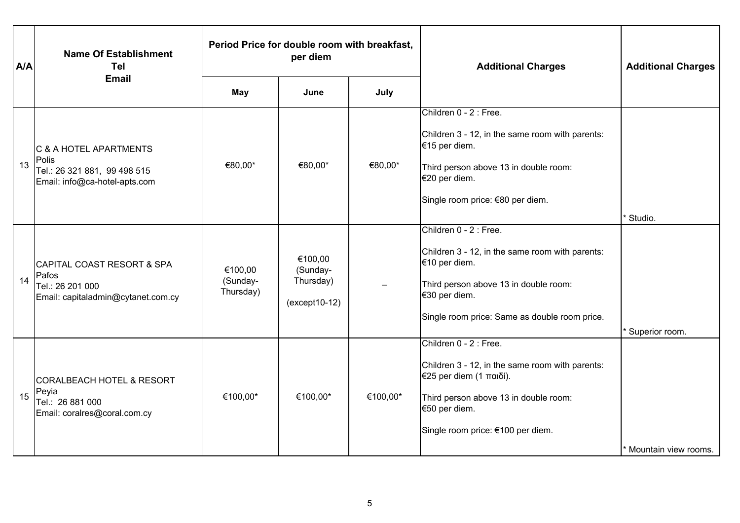| A/A | Name Of Establishment<br>Tel<br>Email | Period Price for double room with breakfast, per diem | | | Additional Charges | Additional Charges |
|---|---|---|---|---|---|---|
| | | May | June | July | | |
| 13 | C & A HOTEL APARTMENTS<br>Polis<br>Tel.: 26 321 881, 99 498 515<br>Email: info@ca-hotel-apts.com | €80,00* | €80,00* | €80,00* | Children 0 - 2 : Free.<br><br>Children 3 - 12, in the same room with parents: €15 per diem.<br><br>Third person above 13 in double room: €20 per diem.<br><br>Single room price: €80 per diem. | * Studio. |
| 14 | CAPITAL COAST RESORT & SPA<br>Pafos<br>Tel.: 26 201 000<br>Email: capitaladmin@cytanet.com.cy | €100,00 (Sunday-Thursday) | €100,00 (Sunday-Thursday)<br><br>(except10-12) | – | Children 0 - 2 : Free.<br><br>Children 3 - 12, in the same room with parents: €10 per diem.<br><br>Third person above 13 in double room: €30 per diem.<br><br>Single room price: Same as double room price. | * Superior room. |
| 15 | CORALBEACH HOTEL & RESORT<br>Peyia<br>Tel.: 26 881 000<br>Email: coralres@coral.com.cy | €100,00* | €100,00* | €100,00* | Children 0 - 2 : Free.<br><br>Children 3 - 12, in the same room with parents: €25 per diem (1 παιδί).<br><br>Third person above 13 in double room: €50 per diem.<br><br>Single room price: €100 per diem. | * Mountain view rooms. |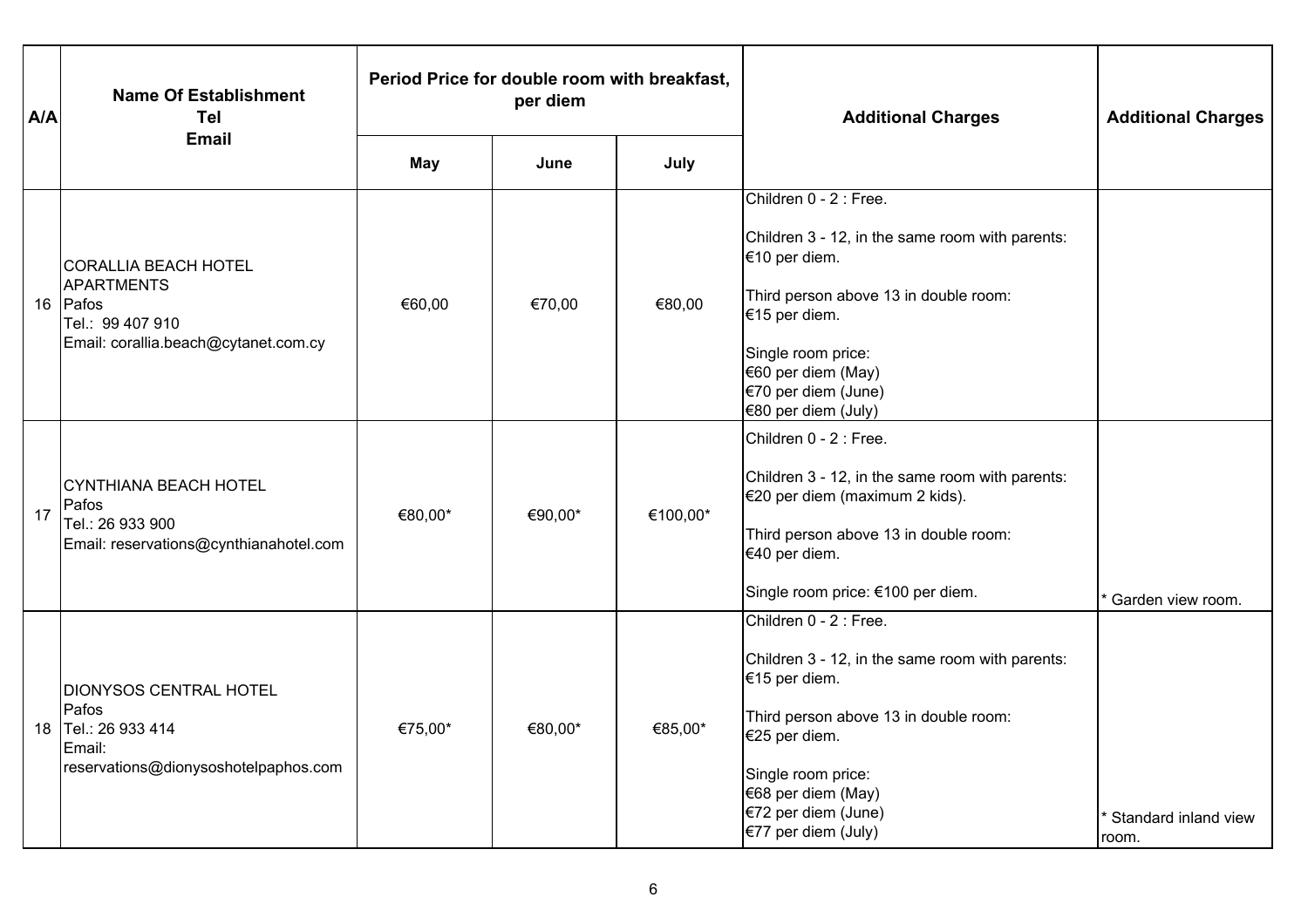| A/A | Name Of Establishment<br>Tel<br>Email | Period Price for double room with breakfast, per diem | | | Additional Charges | Additional Charges |
|---|---|---|---|---|---|---|
| | | May | June | July | | |
| 16 | CORALLIA BEACH HOTEL APARTMENTS<br>Pafos<br>Tel.: 99 407 910<br>Email: corallia.beach@cytanet.com.cy | €60,00 | €70,00 | €80,00 | Children 0 - 2 : Free.<br><br>Children 3 - 12, in the same room with parents: €10 per diem.<br><br>Third person above 13 in double room: €15 per diem.<br><br>Single room price:<br>€60 per diem (May)<br>€70 per diem (June)<br>€80 per diem (July) | |
| 17 | CYNTHIANA BEACH HOTEL<br>Pafos<br>Tel.: 26 933 900<br>Email: reservations@cynthianahotel.com | €80,00* | €90,00* | €100,00* | Children 0 - 2 : Free.<br><br>Children 3 - 12, in the same room with parents: €20 per diem (maximum 2 kids).<br><br>Third person above 13 in double room: €40 per diem.<br><br>Single room price: €100 per diem. | * Garden view room. |
| 18 | DIONYSOS CENTRAL HOTEL<br>Pafos<br>Tel.: 26 933 414<br>Email: reservations@dionysoshotelpaphos.com | €75,00* | €80,00* | €85,00* | Children 0 - 2 : Free.<br><br>Children 3 - 12, in the same room with parents: €15 per diem.<br><br>Third person above 13 in double room: €25 per diem.<br><br>Single room price:<br>€68 per diem (May)<br>€72 per diem (June)<br>€77 per diem (July) | * Standard inland view room. |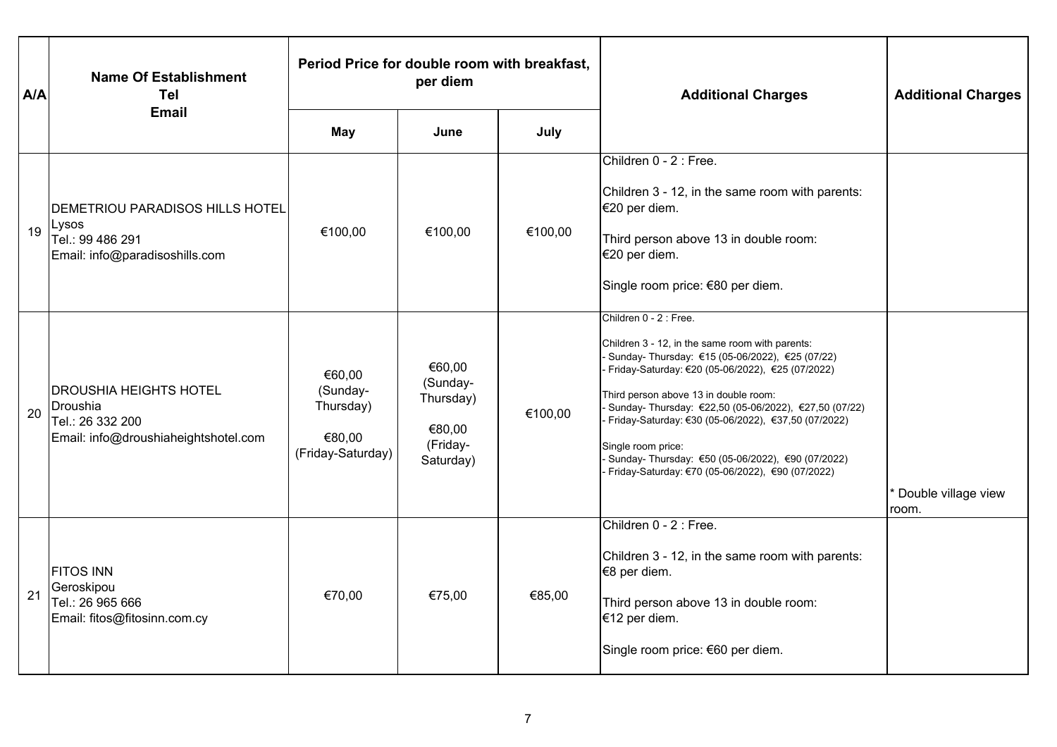| A/A | Name Of Establishment<br>Tel<br>Email | Period Price for double room with breakfast, per diem | | | Additional Charges | Additional Charges |
|---|---|---|---|---|---|---|
| | | May | June | July | | |
| 19 | DEMETRIOU PARADISOS HILLS HOTEL<br>Lysos<br>Tel.: 99 486 291<br>Email: info@paradisoshills.com | €100,00 | €100,00 | €100,00 | Children 0 - 2 : Free.<br><br>Children 3 - 12, in the same room with parents: €20 per diem.<br><br>Third person above 13 in double room: €20 per diem.<br><br>Single room price: €80 per diem. | |
| 20 | DROUSHIA HEIGHTS HOTEL<br>Droushia<br>Tel.: 26 332 200<br>Email: info@droushiaheightshotel.com | €60,00 (Sunday-Thursday)<br><br>€80,00 (Friday-Saturday) | €60,00 (Sunday-Thursday)<br><br>€80,00 (Friday-Saturday) | €100,00 | Children 0 - 2 : Free.<br><br>Children 3 - 12, in the same room with parents:<br>- Sunday- Thursday: €15 (05-06/2022), €25 (07/22)<br>- Friday-Saturday: €20 (05-06/2022), €25 (07/2022)<br><br>Third person above 13 in double room:<br>- Sunday- Thursday: €22,50 (05-06/2022), €27,50 (07/22)<br>- Friday-Saturday: €30 (05-06/2022), €37,50 (07/2022)<br><br>Single room price:<br>- Sunday- Thursday: €50 (05-06/2022), €90 (07/2022)<br>- Friday-Saturday: €70 (05-06/2022), €90 (07/2022) | * Double village view room. |
| 21 | FITOS INN<br>Geroskipou<br>Tel.: 26 965 666<br>Email: fitos@fitosinn.com.cy | €70,00 | €75,00 | €85,00 | Children 0 - 2 : Free.<br><br>Children 3 - 12, in the same room with parents: €8 per diem.<br><br>Third person above 13 in double room: €12 per diem.<br><br>Single room price: €60 per diem. | |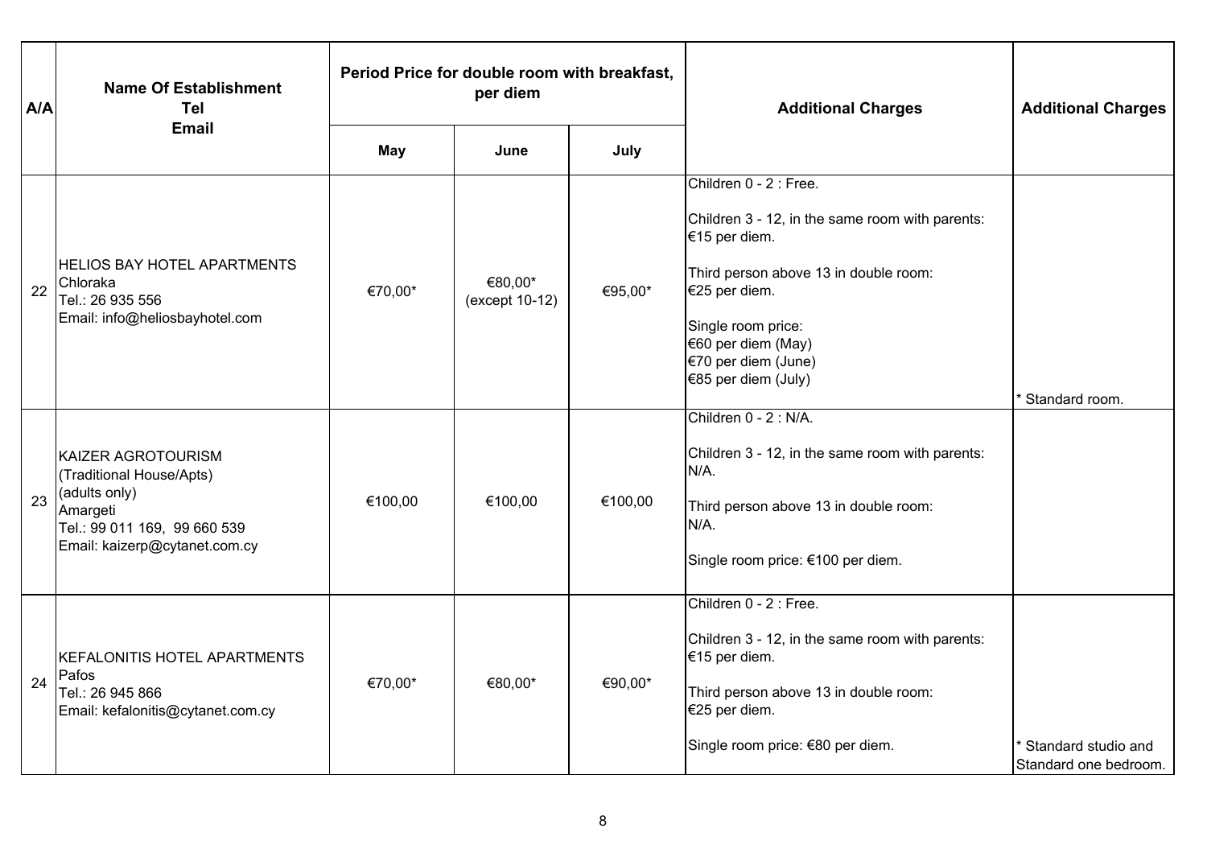| A/A | Name Of Establishment<br>Tel<br>Email | Period Price for double room with breakfast, per diem | | | Additional Charges | Additional Charges |
|---|---|---|---|---|---|---|
| | | May | June | July | | |
| 22 | HELIOS BAY HOTEL APARTMENTS<br>Chloraka<br>Tel.: 26 935 556<br>Email: info@heliosbayhotel.com | €70,00* | €80,00*<br>(except 10-12) | €95,00* | Children 0 - 2 : Free.<br><br>Children 3 - 12, in the same room with parents: €15 per diem.<br><br>Third person above 13 in double room: €25 per diem.<br><br>Single room price:<br>€60 per diem (May)<br>€70 per diem (June)<br>€85 per diem (July) | * Standard room. |
| 23 | KAIZER AGROTOURISM<br>(Traditional House/Apts)<br>(adults only)<br>Amargeti<br>Tel.: 99 011 169, 99 660 539<br>Email: kaizerp@cytanet.com.cy | €100,00 | €100,00 | €100,00 | Children 0 - 2 : N/A.<br><br>Children 3 - 12, in the same room with parents: N/A.<br><br>Third person above 13 in double room: N/A.<br><br>Single room price: €100 per diem. | |
| 24 | KEFALONITIS HOTEL APARTMENTS<br>Pafos<br>Tel.: 26 945 866<br>Email: kefalonitis@cytanet.com.cy | €70,00* | €80,00* | €90,00* | Children 0 - 2 : Free.<br><br>Children 3 - 12, in the same room with parents: €15 per diem.<br><br>Third person above 13 in double room: €25 per diem.<br><br>Single room price: €80 per diem. | * Standard studio and Standard one bedroom. |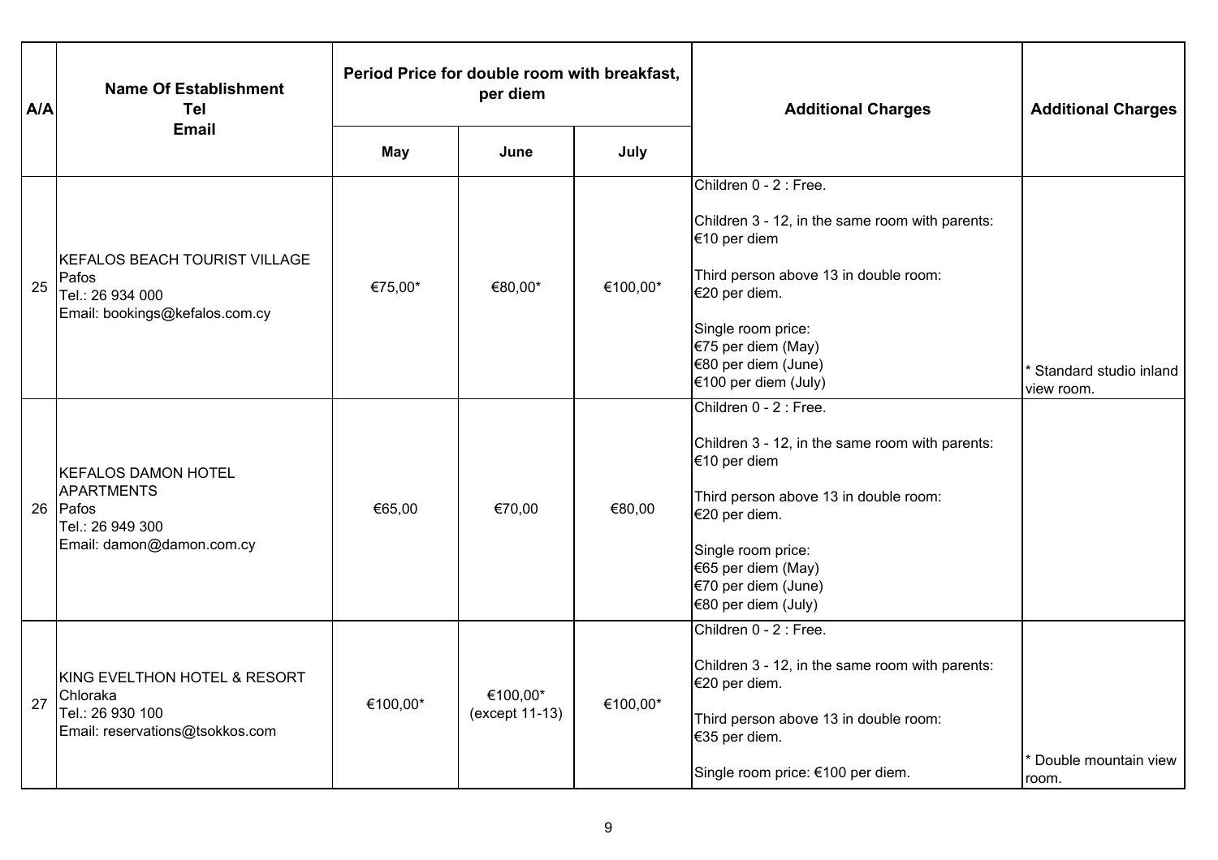| A/A | Name Of Establishment<br>Tel<br>Email | Period Price for double room with breakfast, per diem | | | Additional Charges | Additional Charges |
|---|---|---|---|---|---|---|
| | | May | June | July | | |
| 25 | KEFALOS BEACH TOURIST VILLAGE<br>Pafos<br>Tel.: 26 934 000<br>Email: bookings@kefalos.com.cy | €75,00* | €80,00* | €100,00* | Children 0 - 2 : Free.<br><br>Children 3 - 12, in the same room with parents: €10 per diem<br><br>Third person above 13 in double room: €20 per diem.<br><br>Single room price:<br>€75 per diem (May)<br>€80 per diem (June)<br>€100 per diem (July) | * Standard studio inland view room. |
| 26 | KEFALOS DAMON HOTEL APARTMENTS<br>Pafos<br>Tel.: 26 949 300<br>Email: damon@damon.com.cy | €65,00 | €70,00 | €80,00 | Children 0 - 2 : Free.<br><br>Children 3 - 12, in the same room with parents: €10 per diem<br><br>Third person above 13 in double room: €20 per diem.<br><br>Single room price:<br>€65 per diem (May)<br>€70 per diem (June)<br>€80 per diem (July) | |
| 27 | KING EVELTHON HOTEL & RESORT<br>Chloraka<br>Tel.: 26 930 100<br>Email: reservations@tsokkos.com | €100,00* | €100,00*<br>(except 11-13) | €100,00* | Children 0 - 2 : Free.<br><br>Children 3 - 12, in the same room with parents: €20 per diem.<br><br>Third person above 13 in double room: €35 per diem.<br><br>Single room price: €100 per diem. | * Double mountain view room. |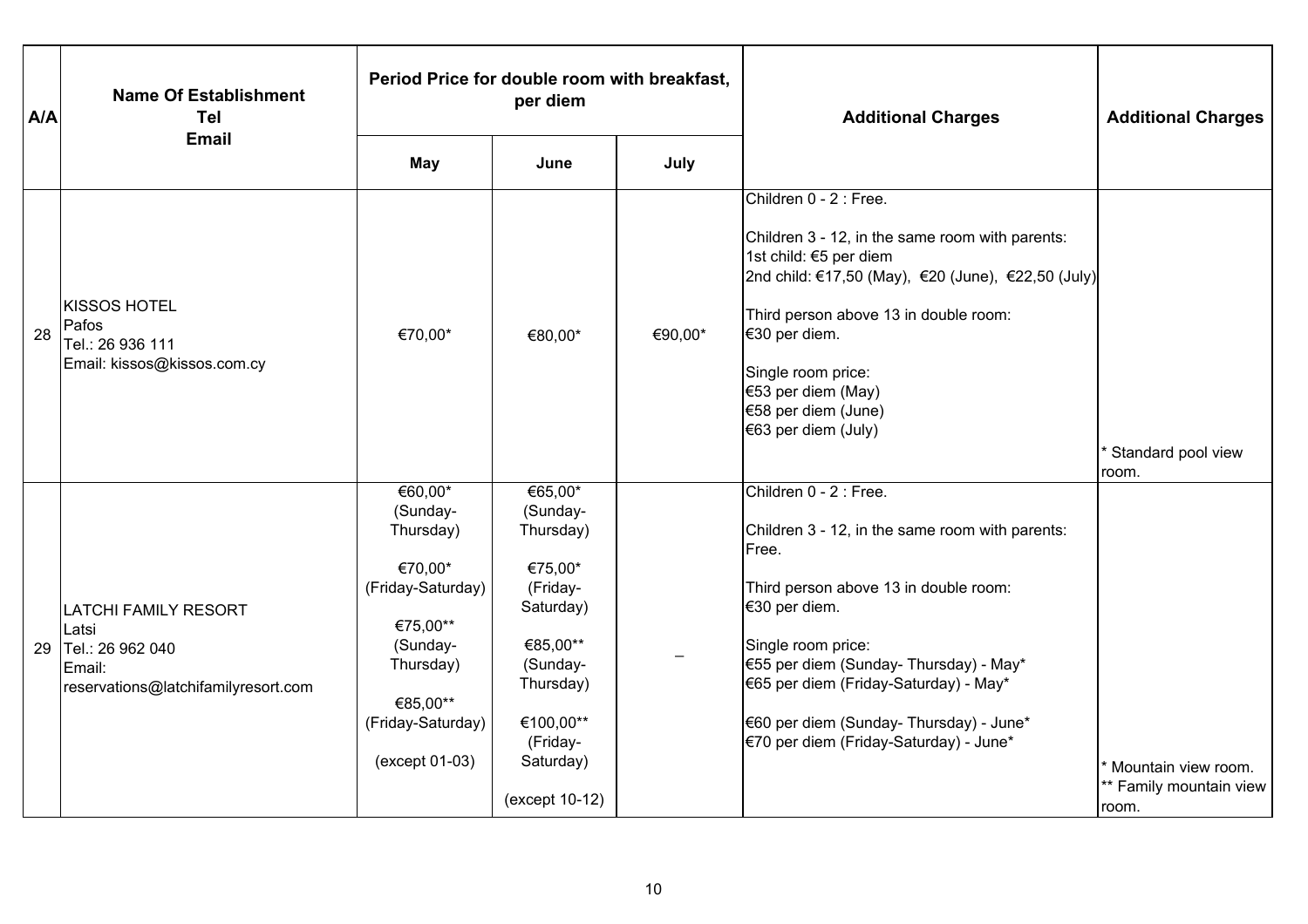| A/A | Name Of Establishment<br>Tel<br>Email | Period Price for double room with breakfast, per diem | | | Additional Charges | Additional Charges |
|---|---|---|---|---|---|---|
| | | May | June | July | | |
| 28 | KISSOS HOTEL<br>Pafos<br>Tel.: 26 936 111<br>Email: kissos@kissos.com.cy | €70,00* | €80,00* | €90,00* | Children 0 - 2 : Free.<br><br>Children 3 - 12, in the same room with parents:<br>1st child: €5 per diem<br>2nd child: €17,50 (May), €20 (June), €22,50 (July)<br><br>Third person above 13 in double room:<br>€30 per diem.<br><br>Single room price:<br>€53 per diem (May)<br>€58 per diem (June)<br>€63 per diem (July) | * Standard pool view room. |
| 29 | LATCHI FAMILY RESORT<br>Latsi<br>Tel.: 26 962 040<br>Email:<br>reservations@latchifamilyresort.com | €60,00*<br>(Sunday-Thursday)<br><br>€70,00*<br>(Friday-Saturday)<br><br>€75,00**<br>(Sunday-Thursday)<br><br>€85,00**<br>(Friday-Saturday)<br><br>(except 01-03) | €65,00*<br>(Sunday-Thursday)<br><br>€75,00*<br>(Friday-Saturday)<br><br>€85,00**<br>(Sunday-Thursday)<br><br>€100,00**<br>(Friday-Saturday)<br><br>(except 10-12) | _ | Children 0 - 2 : Free.<br><br>Children 3 - 12, in the same room with parents:<br>Free.<br><br>Third person above 13 in double room:<br>€30 per diem.<br><br>Single room price:<br>€55 per diem (Sunday- Thursday) - May*<br>€65 per diem (Friday-Saturday) - May*<br><br>€60 per diem (Sunday- Thursday) - June*<br>€70 per diem (Friday-Saturday) - June* | * Mountain view room.<br>** Family mountain view room. |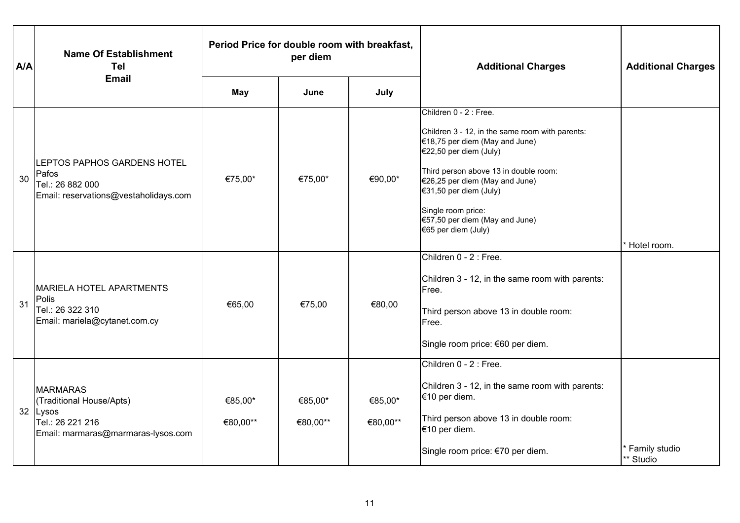| A/A | Name Of Establishment<br>Tel<br>Email | Period Price for double room with breakfast, per diem | | | Additional Charges | Additional Charges |
|---|---|---|---|---|---|---|
| | | May | June | July | | |
| 30 | LEPTOS PAPHOS GARDENS HOTEL<br>Pafos<br>Tel.: 26 882 000<br>Email: reservations@vestaholidays.com | €75,00* | €75,00* | €90,00* | Children 0 - 2 : Free.<br><br>Children 3 - 12, in the same room with parents:<br>€18,75 per diem (May and June)<br>€22,50 per diem (July)<br><br>Third person above 13 in double room:<br>€26,25 per diem (May and June)<br>€31,50 per diem (July)<br><br>Single room price:<br>€57,50 per diem (May and June)<br>€65 per diem (July) | * Hotel room. |
| 31 | MARIELA HOTEL APARTMENTS<br>Polis<br>Tel.: 26 322 310<br>Email: mariela@cytanet.com.cy | €65,00 | €75,00 | €80,00 | Children 0 - 2 : Free.<br><br>Children 3 - 12, in the same room with parents:<br>Free.<br><br>Third person above 13 in double room:<br>Free.<br><br>Single room price: €60 per diem. | |
| 32 | MARMARAS<br>(Traditional House/Apts)<br>Lysos<br>Tel.: 26 221 216<br>Email: marmaras@marmaras-lysos.com | €85,00*<br>€80,00** | €85,00*<br>€80,00** | €85,00*<br>€80,00** | Children 0 - 2 : Free.<br><br>Children 3 - 12, in the same room with parents:<br>€10 per diem.<br><br>Third person above 13 in double room:<br>€10 per diem.<br><br>Single room price: €70 per diem. | * Family studio<br>** Studio |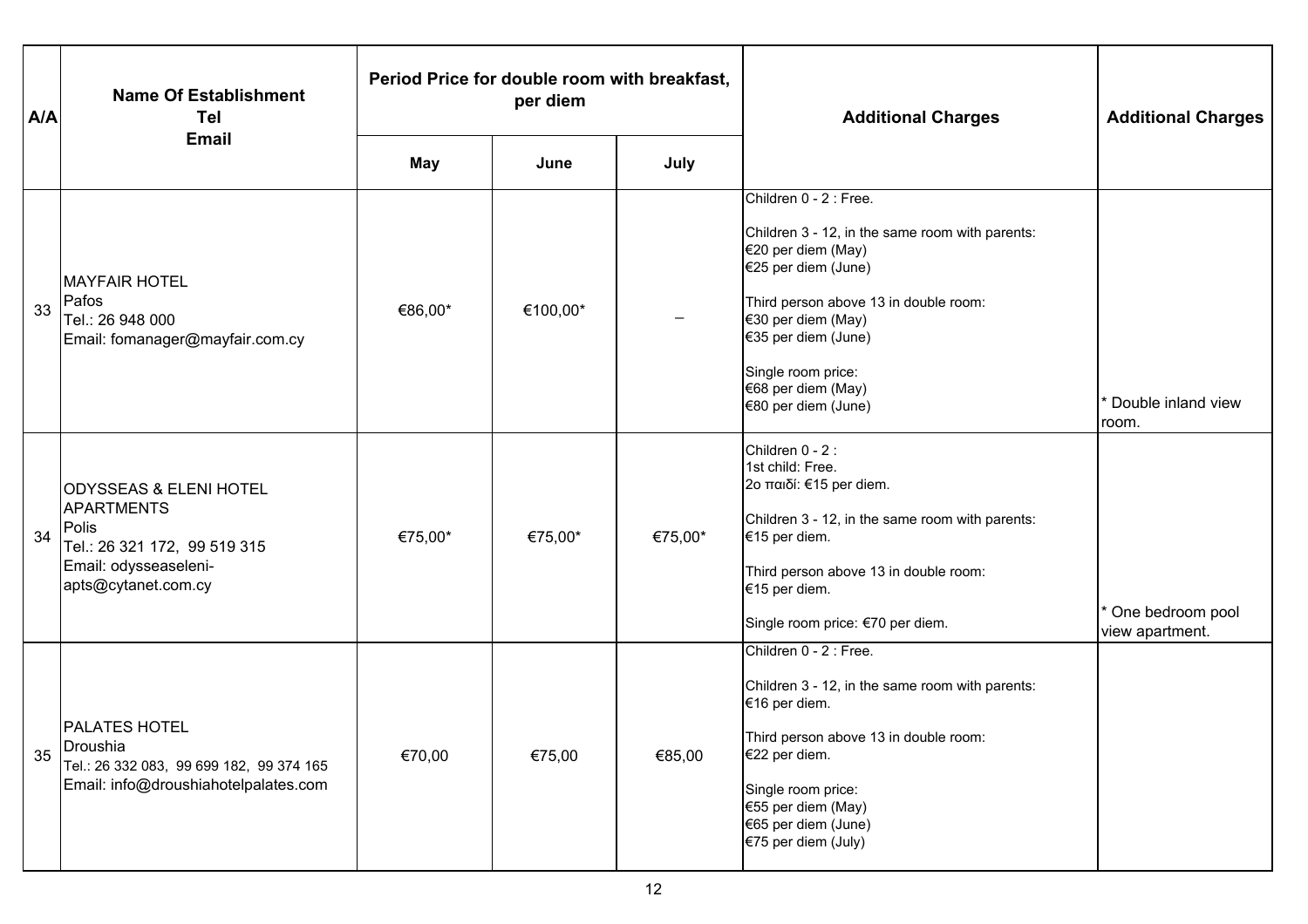| A/A | Name Of Establishment<br>Tel<br>Email | Period Price for double room with breakfast, per diem | | | Additional Charges | Additional Charges |
|---|---|---|---|---|---|---|
| | | May | June | July | | |
| 33 | MAYFAIR HOTEL<br>Pafos<br>Tel.: 26 948 000<br>Email: fomanager@mayfair.com.cy | €86,00* | €100,00* | – | Children 0 - 2 : Free.<br><br>Children 3 - 12, in the same room with parents:<br>€20 per diem (May)<br>€25 per diem (June)<br><br>Third person above 13 in double room:<br>€30 per diem (May)<br>€35 per diem (June)<br><br>Single room price:<br>€68 per diem (May)<br>€80 per diem (June) | * Double inland view room. |
| 34 | ODYSSEAS & ELENI HOTEL APARTMENTS<br>Polis<br>Tel.: 26 321 172, 99 519 315<br>Email: odysseaseleni-apts@cytanet.com.cy | €75,00* | €75,00* | €75,00* | Children 0 - 2 :<br>1st child: Free.<br>2ο παιδί: €15 per diem.<br><br>Children 3 - 12, in the same room with parents:<br>€15 per diem.<br><br>Third person above 13 in double room:<br>€15 per diem.<br><br>Single room price: €70 per diem. | * One bedroom pool view apartment. |
| 35 | PALATES HOTEL<br>Droushia<br>Tel.: 26 332 083, 99 699 182, 99 374 165<br>Email: info@droushiahotelpalates.com | €70,00 | €75,00 | €85,00 | Children 0 - 2 : Free.<br><br>Children 3 - 12, in the same room with parents:<br>€16 per diem.<br><br>Third person above 13 in double room:<br>€22 per diem.<br><br>Single room price:<br>€55 per diem (May)<br>€65 per diem (June)<br>€75 per diem (July) | |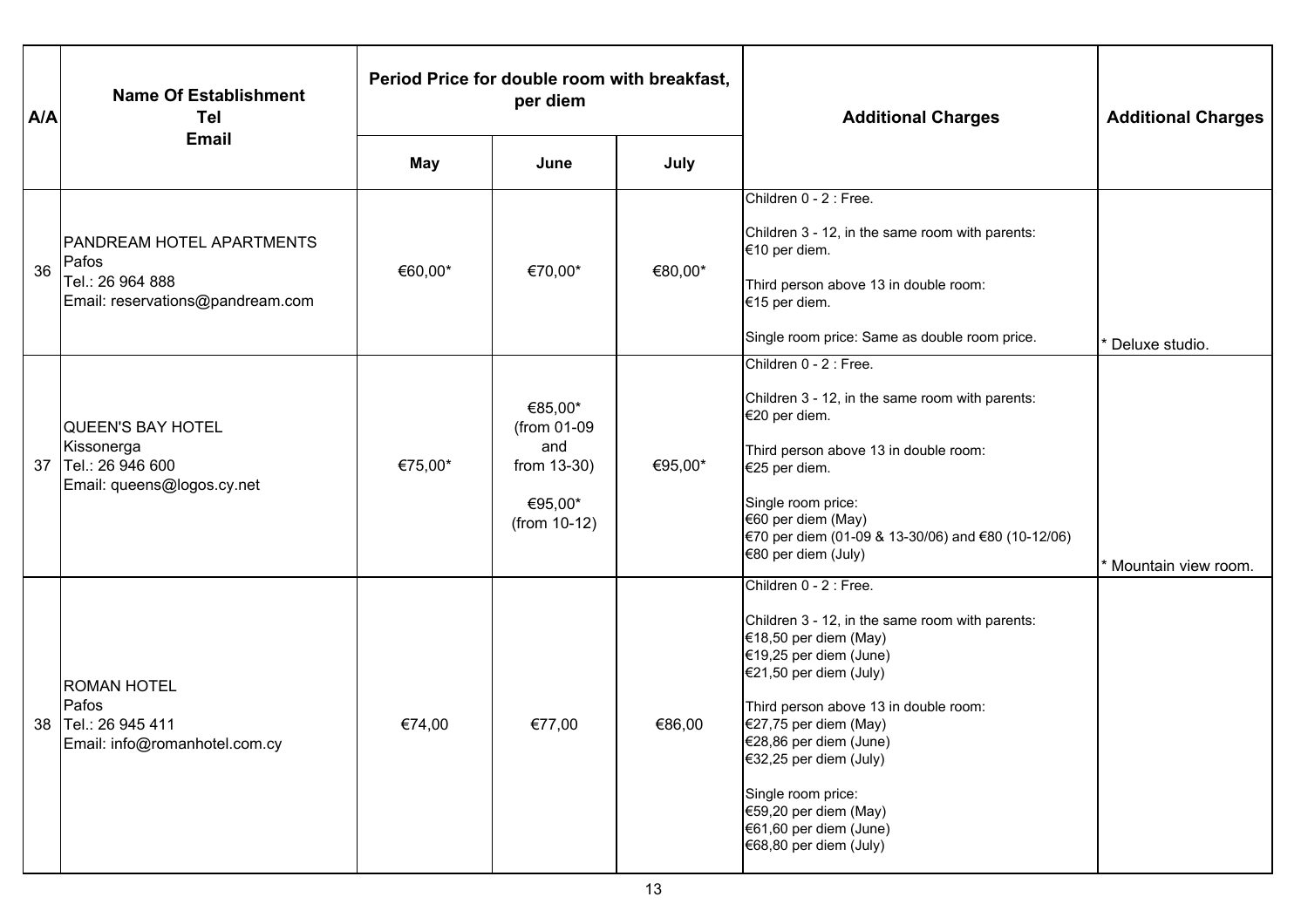| A/A | Name Of Establishment<br>Tel<br>Email | Period Price for double room with breakfast, per diem | | | Additional Charges | Additional Charges |
|---|---|---|---|---|---|---|
| | | May | June | July | | |
| 36 | PANDREAM HOTEL APARTMENTS<br>Pafos<br>Tel.: 26 964 888<br>Email: reservations@pandream.com | €60,00* | €70,00* | €80,00* | Children 0 - 2 : Free.<br><br>Children 3 - 12, in the same room with parents:<br>€10 per diem.<br><br>Third person above 13 in double room:<br>€15 per diem.<br><br>Single room price: Same as double room price. | * Deluxe studio. |
| 37 | QUEEN'S BAY HOTEL<br>Kissonerga<br>Tel.: 26 946 600<br>Email: queens@logos.cy.net | €75,00* | €85,00*<br>(from 01-09 and from 13-30)<br><br>€95,00*<br>(from 10-12) | €95,00* | Children 0 - 2 : Free.<br><br>Children 3 - 12, in the same room with parents:<br>€20 per diem.<br><br>Third person above 13 in double room:<br>€25 per diem.<br><br>Single room price:<br>€60 per diem (May)<br>€70 per diem (01-09 & 13-30/06) and €80 (10-12/06)<br>€80 per diem (July) | * Mountain view room. |
| 38 | ROMAN HOTEL<br>Pafos<br>Tel.: 26 945 411<br>Email: info@romanhotel.com.cy | €74,00 | €77,00 | €86,00 | Children 0 - 2 : Free.<br><br>Children 3 - 12, in the same room with parents:<br>€18,50 per diem (May)<br>€19,25 per diem (June)<br>€21,50 per diem (July)<br><br>Third person above 13 in double room:<br>€27,75 per diem (May)<br>€28,86 per diem (June)<br>€32,25 per diem (July)<br><br>Single room price:<br>€59,20 per diem (May)<br>€61,60 per diem (June)<br>€68,80 per diem (July) | |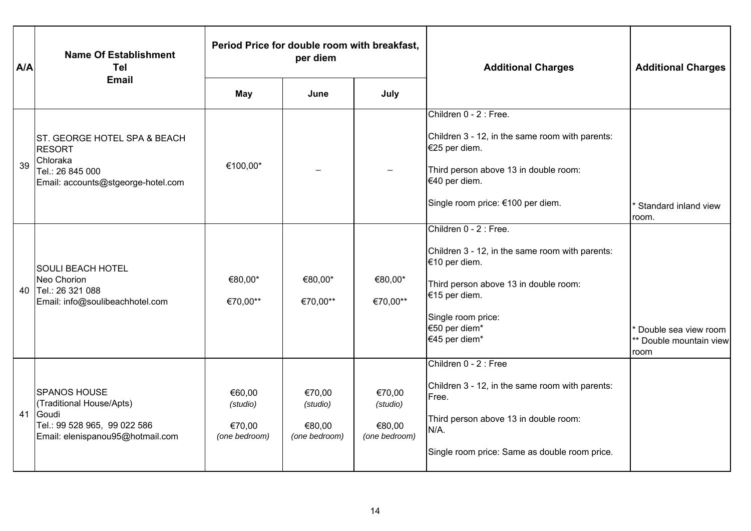| A/A | Name Of Establishment<br>Tel<br>Email | Period Price for double room with breakfast, per diem | | | Additional Charges | Additional Charges |
|---|---|---|---|---|---|---|
| | | May | June | July | | |
| 39 | ST. GEORGE HOTEL SPA & BEACH RESORT<br>Chloraka<br>Tel.: 26 845 000<br>Email: accounts@stgeorge-hotel.com | €100,00* | – | – | Children 0 - 2 : Free.<br>Children 3 - 12, in the same room with parents: €25 per diem.<br>Third person above 13 in double room: €40 per diem.<br>Single room price: €100 per diem. | * Standard inland view room. |
| 40 | SOULI BEACH HOTEL<br>Neo Chorion<br>Tel.: 26 321 088<br>Email: info@soulibeachhotel.com | €80,00*<br>€70,00** | €80,00*<br>€70,00** | €80,00*<br>€70,00** | Children 0 - 2 : Free.<br>Children 3 - 12, in the same room with parents: €10 per diem.<br>Third person above 13 in double room: €15 per diem.<br>Single room price:<br>€50 per diem*<br>€45 per diem* | * Double sea view room<br>** Double mountain view room |
| 41 | SPANOS HOUSE<br>(Traditional House/Apts)<br>Goudi<br>Tel.: 99 528 965, 99 022 586<br>Email: elenispanou95@hotmail.com | €60,00<br>*(studio)*<br>€70,00<br>*(one bedroom)* | €70,00<br>*(studio)*<br>€80,00<br>*(one bedroom)* | €70,00<br>*(studio)*<br>€80,00<br>*(one bedroom)* | Children 0 - 2 : Free<br>Children 3 - 12, in the same room with parents: Free.<br>Third person above 13 in double room: N/A.<br>Single room price: Same as double room price. | |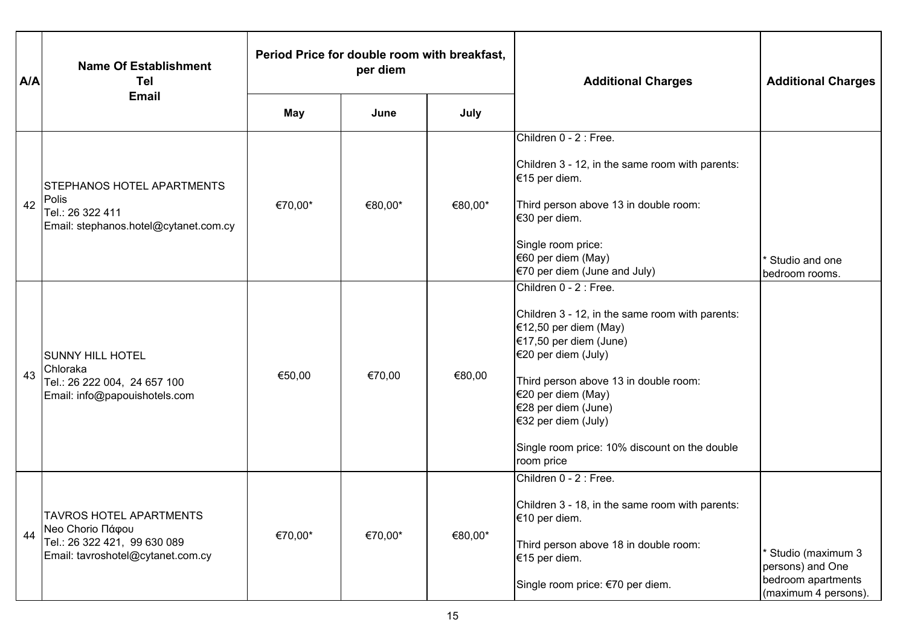| A/A | Name Of Establishment<br>Tel<br>Email | Period Price for double room with breakfast, per diem | | | Additional Charges | Additional Charges |
|---|---|---|---|---|---|---|
| | | May | June | July | | |
| 42 | STEPHANOS HOTEL APARTMENTS<br>Polis<br>Tel.: 26 322 411<br>Email: stephanos.hotel@cytanet.com.cy | €70,00* | €80,00* | €80,00* | Children 0 - 2 : Free.<br><br>Children 3 - 12, in the same room with parents: €15 per diem.<br><br>Third person above 13 in double room: €30 per diem.<br><br>Single room price:<br>€60 per diem (May)<br>€70 per diem (June and July) | * Studio and one bedroom rooms. |
| 43 | SUNNY HILL HOTEL<br>Chloraka<br>Tel.: 26 222 004, 24 657 100<br>Email: info@papouishotels.com | €50,00 | €70,00 | €80,00 | Children 0 - 2 : Free.<br><br>Children 3 - 12, in the same room with parents:<br>€12,50 per diem (May)<br>€17,50 per diem (June)<br>€20 per diem (July)<br><br>Third person above 13 in double room:<br>€20 per diem (May)<br>€28 per diem (June)<br>€32 per diem (July)<br><br>Single room price: 10% discount on the double room price | |
| 44 | TAVROS HOTEL APARTMENTS<br>Neo Chorio Πάφου<br>Tel.: 26 322 421, 99 630 089<br>Email: tavroshotel@cytanet.com.cy | €70,00* | €70,00* | €80,00* | Children 0 - 2 : Free.<br><br>Children 3 - 18, in the same room with parents: €10 per diem.<br><br>Third person above 18 in double room: €15 per diem.<br><br>Single room price: €70 per diem. | * Studio (maximum 3 persons) and One bedroom apartments (maximum 4 persons). |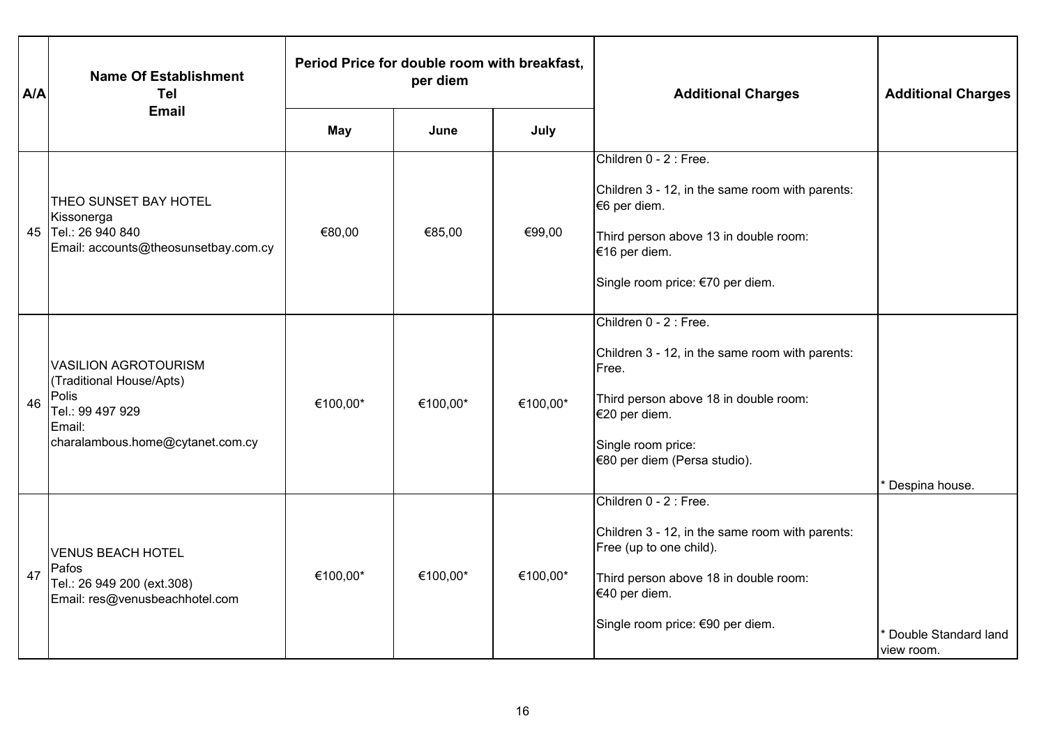| A/A | Name Of Establishment<br>Tel<br>Email | Period Price for double room with breakfast, per diem | | | Additional Charges | Additional Charges |
|---|---|---|---|---|---|---|
| | | May | June | July | | |
| 45 | THEO SUNSET BAY HOTEL<br>Kissonerga<br>Tel.: 26 940 840<br>Email: accounts@theosunsetbay.com.cy | €80,00 | €85,00 | €99,00 | Children 0 - 2 : Free.<br><br>Children 3 - 12, in the same room with parents: €6 per diem.<br><br>Third person above 13 in double room: €16 per diem.<br><br>Single room price: €70 per diem. | |
| 46 | VASILION AGROTOURISM<br>(Traditional House/Apts)<br>Polis<br>Tel.: 99 497 929<br>Email:<br>charalambous.home@cytanet.com.cy | €100,00* | €100,00* | €100,00* | Children 0 - 2 : Free.<br><br>Children 3 - 12, in the same room with parents: Free.<br><br>Third person above 18 in double room: €20 per diem.<br><br>Single room price:<br>€80 per diem (Persa studio). | * Despina house. |
| 47 | VENUS BEACH HOTEL<br>Pafos<br>Tel.: 26 949 200 (ext.308)<br>Email: res@venusbeachhotel.com | €100,00* | €100,00* | €100,00* | Children 0 - 2 : Free.<br><br>Children 3 - 12, in the same room with parents: Free (up to one child).<br><br>Third person above 18 in double room: €40 per diem.<br><br>Single room price: €90 per diem. | * Double Standard land view room. |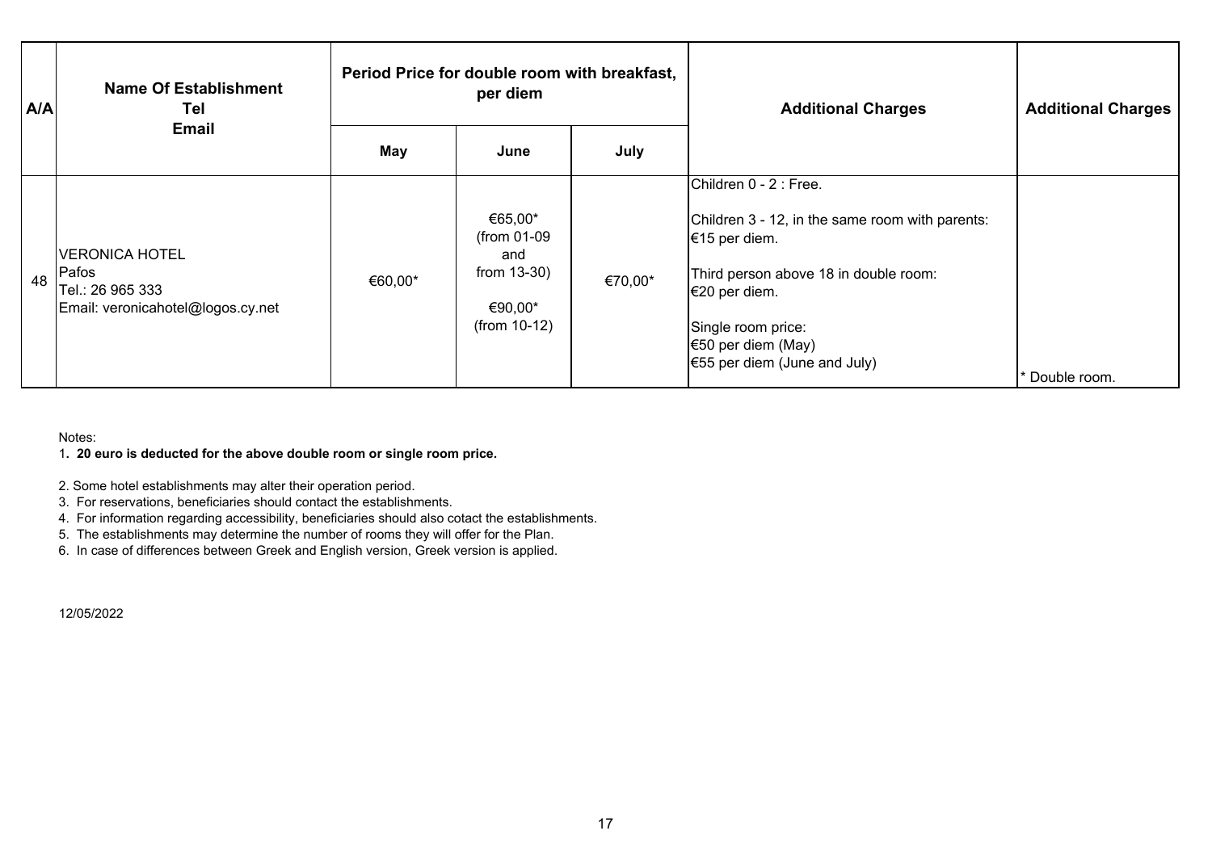| A/A | Name Of Establishment<br>Tel<br>Email | Period Price for double room with breakfast, per diem | | | Additional Charges | Additional Charges |
|---|---|---|---|---|---|---|
| | | May | June | July | | |
| 48 | VERONICA HOTEL<br>Pafos<br>Tel.: 26 965 333<br>Email: veronicahotel@logos.cy.net | €60,00* | €65,00*<br>(from 01-09<br>and<br>from 13-30)<br><br>€90,00*<br>(from 10-12) | €70,00* | Children 0 - 2 : Free.<br><br>Children 3 - 12, in the same room with parents: €15 per diem.<br><br>Third person above 18 in double room: €20 per diem.<br><br>Single room price:<br>€50 per diem (May)<br>€55 per diem (June and July) | * Double room. |

Notes:

1**. 20 euro is deducted for the above double room or single room price.**

2. Some hotel establishments may alter their operation period.
3. For reservations, beneficiaries should contact the establishments.
4. For information regarding accessibility, beneficiaries should also cotact the establishments.
5. The establishments may determine the number of rooms they will offer for the Plan.
6. In case of differences between Greek and English version, Greek version is applied.

12/05/2022